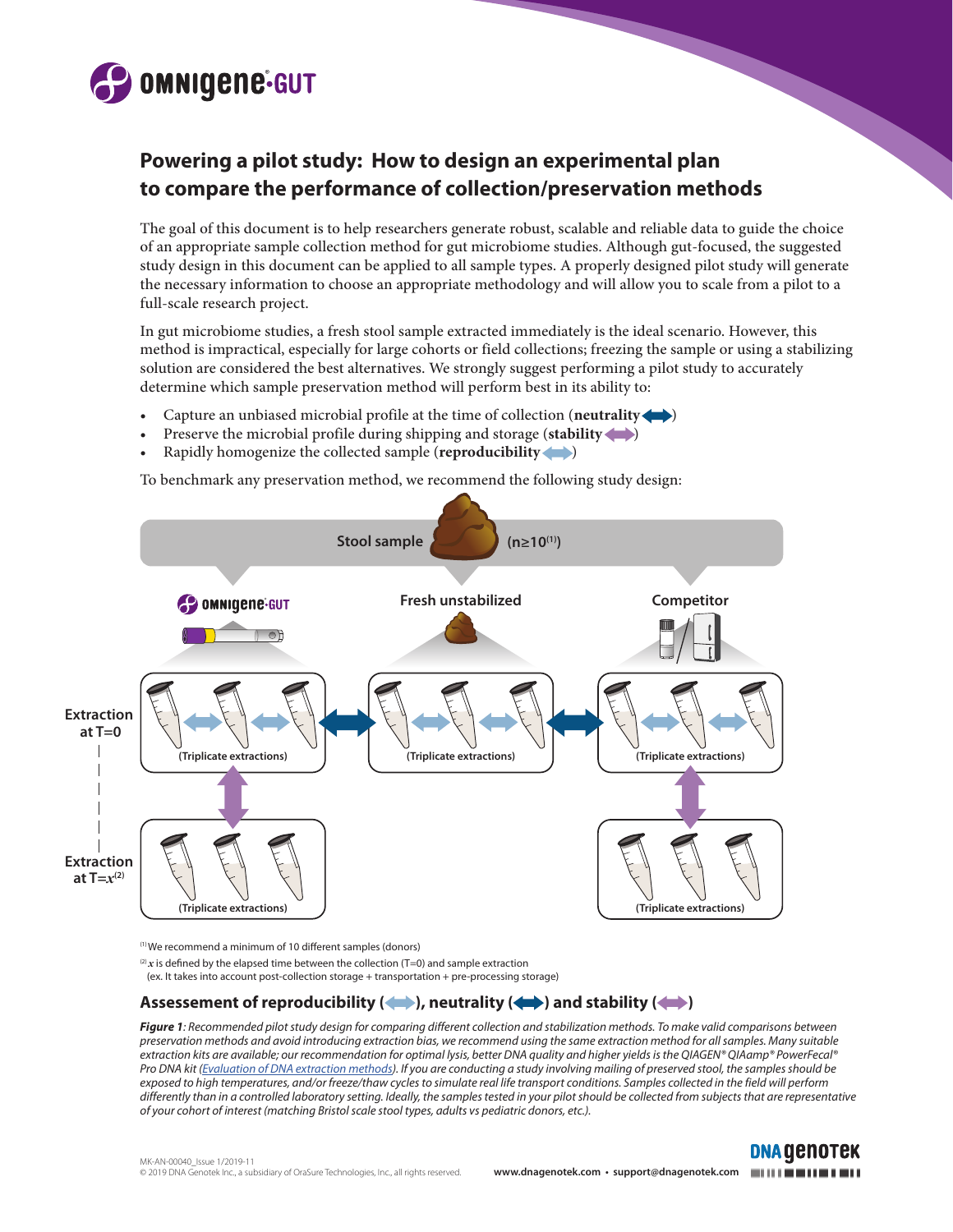# Powering a pilot study: How to design an experimental plan to compare the performance of collection/preservation methods

The goal of this document is to help researchers generate robust, scalable and reliable data to guide the choice of an appropriate sample collection method for gut microbiome studies. Although gut-focused, the suggested study design in this document can be applied to all sample types. A properly designed pilot study will generate the necessary information to choose an appropriate methodology and will allow you to scale from a pilot to a full-scale research project.

In gut microbiome studies, a fresh stool sample extracted immediately is the ideal scenario. However, this method is impractical, especially for large cohorts or field collections; freezing the sample or using a stabilizing solution are considered the best alternatives. We strongly suggest performing a pilot study to accurately determine which sample preservation method will perform best in its ability to:

- Capture an unbiased microbial profile at the time of collection (**neutrality**)
- Preserve the microbial profile during shipping and storage (**stability**)
- Rapidly homogenize the collected sample (**reproducibility**)

To benchmark any preservation method, we recommend the following study design:

Stool sample (n≥10[1])

OMNIgene·GUT | Fresh unstabilized | Competitor

Extraction at T=0: (Triplicate extractions) | (Triplicate extractions) | (Triplicate extractions)

Extraction at T=$x$[2]: (Triplicate extractions) | | (Triplicate extractions)

[1] We recommend a minimum of 10 different samples (donors)

[2] $x$ is defined by the elapsed time between the collection (T=0) and sample extraction (ex. It takes into account post-collection storage + transportation + pre-processing storage)

## Assessement of reproducibility, neutrality and stability

***Figure 1**: Recommended pilot study design for comparing different collection and stabilization methods. To make valid comparisons between preservation methods and avoid introducing extraction bias, we recommend using the same extraction method for all samples. Many suitable extraction kits are available; our recommendation for optimal lysis, better DNA quality and higher yields is the QIAGEN® QIAamp® PowerFecal® Pro DNA kit (Evaluation of DNA extraction methods). If you are conducting a study involving mailing of preserved stool, the samples should be exposed to high temperatures, and/or freeze/thaw cycles to simulate real life transport conditions. Samples collected in the field will perform differently than in a controlled laboratory setting. Ideally, the samples tested in your pilot should be collected from subjects that are representative of your cohort of interest (matching Bristol scale stool types, adults vs pediatric donors, etc.).*

MK-AN-00040_Issue 1/2019-11
© 2019 DNA Genotek Inc., a subsidiary of OraSure Technologies, Inc., all rights reserved.

www.dnagenotek.com • support@dnagenotek.com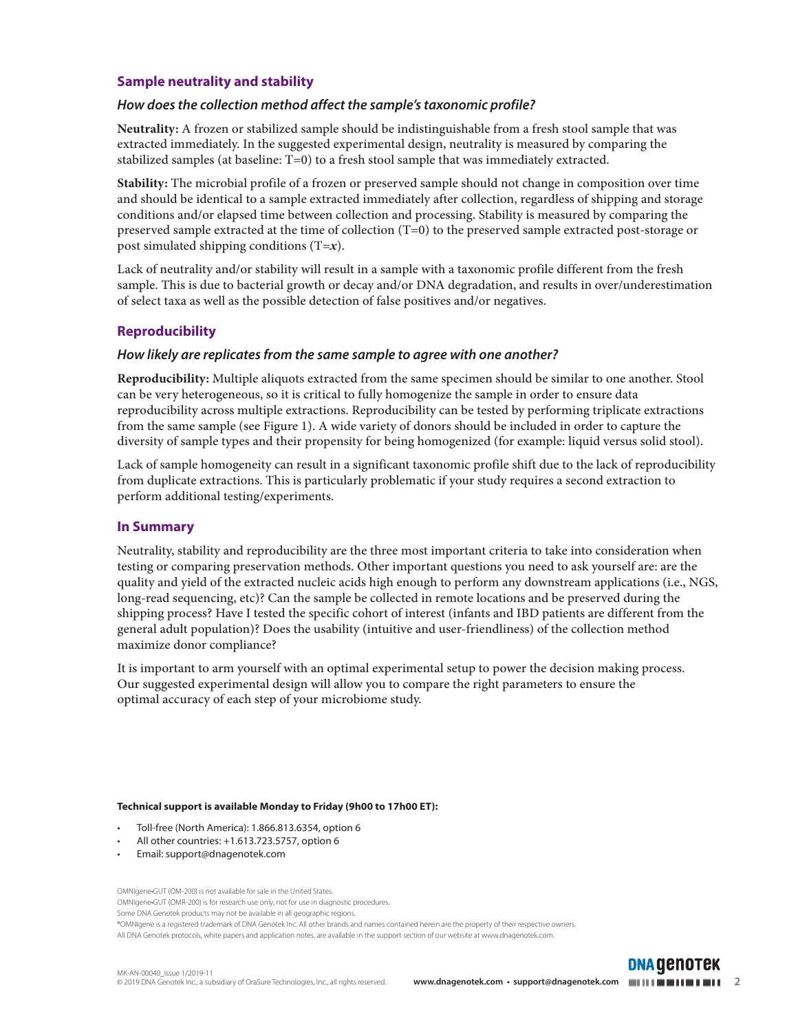## Sample neutrality and stability

### *How does the collection method affect the sample's taxonomic profile?*

**Neutrality:** A frozen or stabilized sample should be indistinguishable from a fresh stool sample that was extracted immediately. In the suggested experimental design, neutrality is measured by comparing the stabilized samples (at baseline: T=0) to a fresh stool sample that was immediately extracted.

**Stability:** The microbial profile of a frozen or preserved sample should not change in composition over time and should be identical to a sample extracted immediately after collection, regardless of shipping and storage conditions and/or elapsed time between collection and processing. Stability is measured by comparing the preserved sample extracted at the time of collection (T=0) to the preserved sample extracted post-storage or post simulated shipping conditions (T=***x***).

Lack of neutrality and/or stability will result in a sample with a taxonomic profile different from the fresh sample. This is due to bacterial growth or decay and/or DNA degradation, and results in over/underestimation of select taxa as well as the possible detection of false positives and/or negatives.

## Reproducibility

### *How likely are replicates from the same sample to agree with one another?*

**Reproducibility:** Multiple aliquots extracted from the same specimen should be similar to one another. Stool can be very heterogeneous, so it is critical to fully homogenize the sample in order to ensure data reproducibility across multiple extractions. Reproducibility can be tested by performing triplicate extractions from the same sample (see Figure 1). A wide variety of donors should be included in order to capture the diversity of sample types and their propensity for being homogenized (for example: liquid versus solid stool).

Lack of sample homogeneity can result in a significant taxonomic profile shift due to the lack of reproducibility from duplicate extractions. This is particularly problematic if your study requires a second extraction to perform additional testing/experiments.

## In Summary

Neutrality, stability and reproducibility are the three most important criteria to take into consideration when testing or comparing preservation methods. Other important questions you need to ask yourself are: are the quality and yield of the extracted nucleic acids high enough to perform any downstream applications (i.e., NGS, long-read sequencing, etc)? Can the sample be collected in remote locations and be preserved during the shipping process? Have I tested the specific cohort of interest (infants and IBD patients are different from the general adult population)? Does the usability (intuitive and user-friendliness) of the collection method maximize donor compliance?

It is important to arm yourself with an optimal experimental setup to power the decision making process. Our suggested experimental design will allow you to compare the right parameters to ensure the optimal accuracy of each step of your microbiome study.

**Technical support is available Monday to Friday (9h00 to 17h00 ET):**

- Toll-free (North America): 1.866.813.6354, option 6
- All other countries: +1.613.723.5757, option 6
- Email: support@dnagenotek.com

OMNIgene•GUT (OM-200) is not available for sale in the United States.
OMNIgene•GUT (OMR-200) is for research use only, not for use in diagnostic procedures.
Some DNA Genotek products may not be available in all geographic regions.
®OMNIgene is a registered trademark of DNA Genotek Inc. All other brands and names contained herein are the property of their respective owners.
All DNA Genotek protocols, white papers and application notes, are available in the support section of our website at www.dnagenotek.com.

MK-AN-00040_Issue 1/2019-11
© 2019 DNA Genotek Inc., a subsidiary of OraSure Technologies, Inc., all rights reserved.

www.dnagenotek.com • support@dnagenotek.com